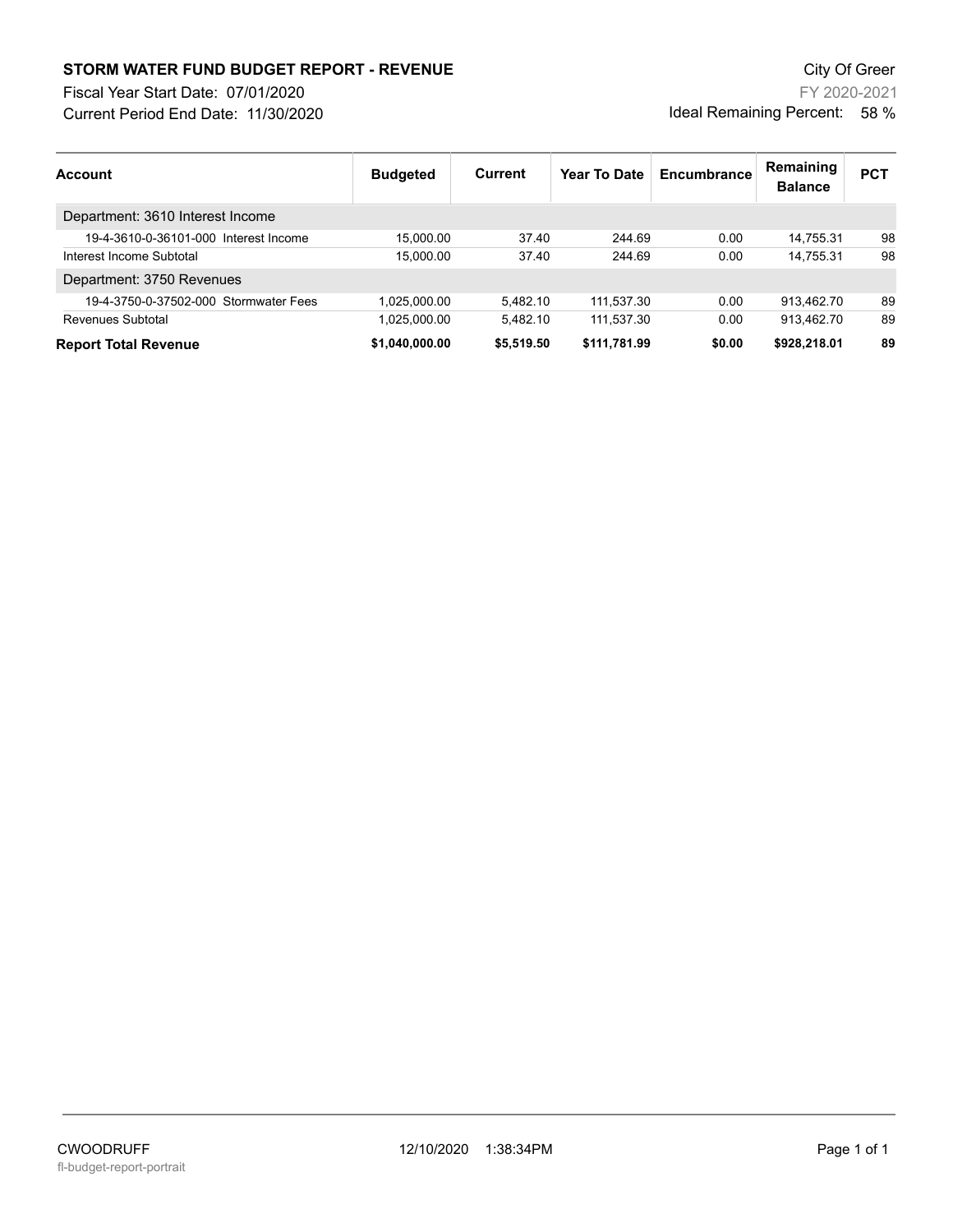**STORM WATER FUND BUDGET REPORT - REVENUE**

Fiscal Year Start Date: 07/01/2020

Current Period End Date: 11/30/2020

City Of Greer

FY 2020-2021

Ideal Remaining Percent: 58 %

| Account | Budgeted | Current | Year To Date | Encumbrance | Remaining Balance | PCT |
|---|---|---|---|---|---|---|
| Department: 3610 Interest Income | | | | | | |
| 19-4-3610-0-36101-000 Interest Income | 15,000.00 | 37.40 | 244.69 | 0.00 | 14,755.31 | 98 |
| Interest Income Subtotal | 15,000.00 | 37.40 | 244.69 | 0.00 | 14,755.31 | 98 |
| Department: 3750 Revenues | | | | | | |
| 19-4-3750-0-37502-000 Stormwater Fees | 1,025,000.00 | 5,482.10 | 111,537.30 | 0.00 | 913,462.70 | 89 |
| Revenues Subtotal | 1,025,000.00 | 5,482.10 | 111,537.30 | 0.00 | 913,462.70 | 89 |
| **Report Total Revenue** | **$1,040,000.00** | **$5,519.50** | **$111,781.99** | **$0.00** | **$928,218.01** | **89** |

CWOODRUFF 12/10/2020 1:38:34PM

fl-budget-report-portrait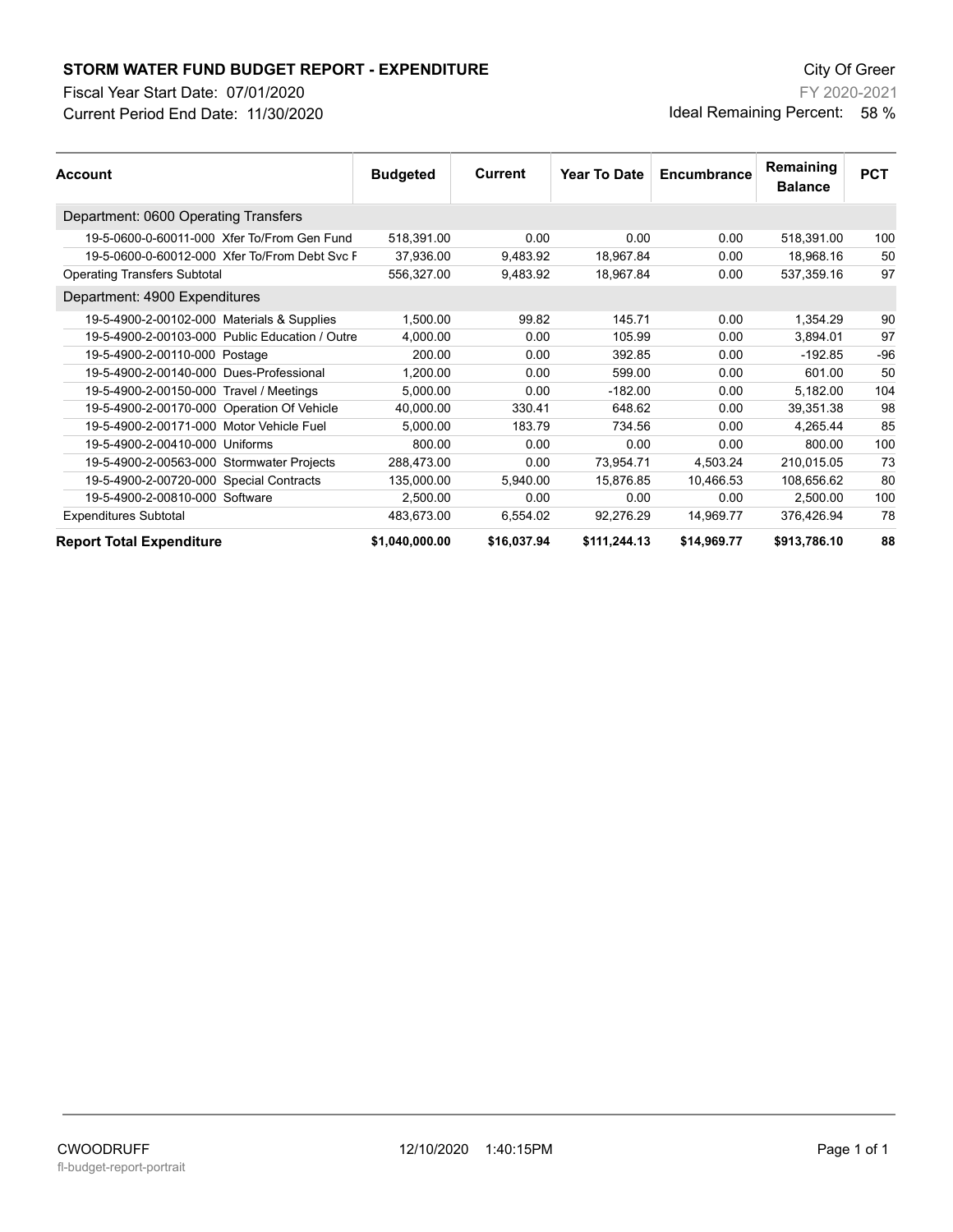**STORM WATER FUND BUDGET REPORT - EXPENDITURE**

Fiscal Year Start Date: 07/01/2020

Current Period End Date: 11/30/2020

City Of Greer

FY 2020-2021

Ideal Remaining Percent: 58 %

| Account | Budgeted | Current | Year To Date | Encumbrance | Remaining Balance | PCT |
|---|---|---|---|---|---|---|
| Department: 0600 Operating Transfers | | | | | | |
| 19-5-0600-0-60011-000 Xfer To/From Gen Fund | 518,391.00 | 0.00 | 0.00 | 0.00 | 518,391.00 | 100 |
| 19-5-0600-0-60012-000 Xfer To/From Debt Svc F | 37,936.00 | 9,483.92 | 18,967.84 | 0.00 | 18,968.16 | 50 |
| Operating Transfers Subtotal | 556,327.00 | 9,483.92 | 18,967.84 | 0.00 | 537,359.16 | 97 |
| Department: 4900 Expenditures | | | | | | |
| 19-5-4900-2-00102-000 Materials & Supplies | 1,500.00 | 99.82 | 145.71 | 0.00 | 1,354.29 | 90 |
| 19-5-4900-2-00103-000 Public Education / Outre | 4,000.00 | 0.00 | 105.99 | 0.00 | 3,894.01 | 97 |
| 19-5-4900-2-00110-000 Postage | 200.00 | 0.00 | 392.85 | 0.00 | -192.85 | -96 |
| 19-5-4900-2-00140-000 Dues-Professional | 1,200.00 | 0.00 | 599.00 | 0.00 | 601.00 | 50 |
| 19-5-4900-2-00150-000 Travel / Meetings | 5,000.00 | 0.00 | -182.00 | 0.00 | 5,182.00 | 104 |
| 19-5-4900-2-00170-000 Operation Of Vehicle | 40,000.00 | 330.41 | 648.62 | 0.00 | 39,351.38 | 98 |
| 19-5-4900-2-00171-000 Motor Vehicle Fuel | 5,000.00 | 183.79 | 734.56 | 0.00 | 4,265.44 | 85 |
| 19-5-4900-2-00410-000 Uniforms | 800.00 | 0.00 | 0.00 | 0.00 | 800.00 | 100 |
| 19-5-4900-2-00563-000 Stormwater Projects | 288,473.00 | 0.00 | 73,954.71 | 4,503.24 | 210,015.05 | 73 |
| 19-5-4900-2-00720-000 Special Contracts | 135,000.00 | 5,940.00 | 15,876.85 | 10,466.53 | 108,656.62 | 80 |
| 19-5-4900-2-00810-000 Software | 2,500.00 | 0.00 | 0.00 | 0.00 | 2,500.00 | 100 |
| Expenditures Subtotal | 483,673.00 | 6,554.02 | 92,276.29 | 14,969.77 | 376,426.94 | 78 |
| **Report Total Expenditure** | **$1,040,000.00** | **$16,037.94** | **$111,244.13** | **$14,969.77** | **$913,786.10** | **88** |

CWOODRUFF 12/10/2020 1:40:15PM

fl-budget-report-portrait